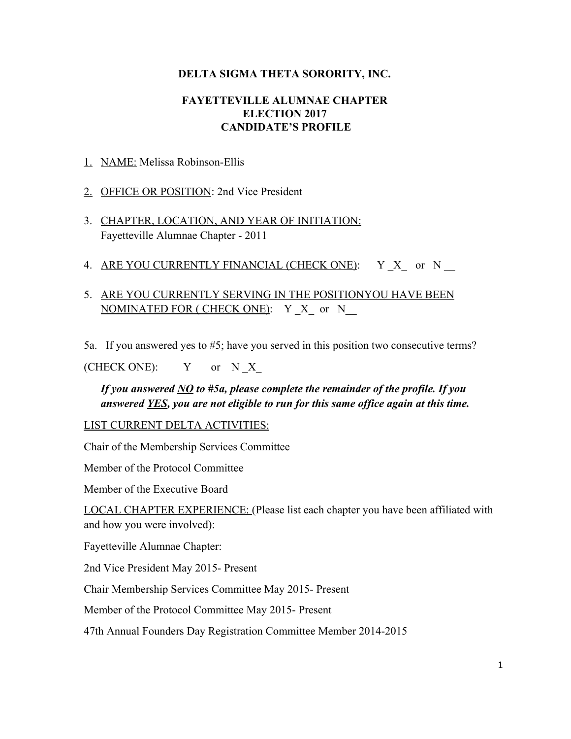# DELTA SIGMA THETA SORORITY, INC.

## FAYETTEVILLE ALUMNAE CHAPTER
## ELECTION 2017
## CANDIDATE'S PROFILE

1. NAME: Melissa Robinson-Ellis

2. OFFICE OR POSITION: 2nd Vice President

3. CHAPTER, LOCATION, AND YEAR OF INITIATION:
   Fayetteville Alumnae Chapter - 2011

4. ARE YOU CURRENTLY FINANCIAL (CHECK ONE): Y _X_ or N __

5. ARE YOU CURRENTLY SERVING IN THE POSITIONYOU HAVE BEEN NOMINATED FOR ( CHECK ONE): Y _X_ or N__

5a. If you answered yes to #5; have you served in this position two consecutive terms?

(CHECK ONE): Y or N _X_

***If you answered NO to #5a, please complete the remainder of the profile. If you answered YES, you are not eligible to run for this same office again at this time.***

LIST CURRENT DELTA ACTIVITIES:

Chair of the Membership Services Committee

Member of the Protocol Committee

Member of the Executive Board

LOCAL CHAPTER EXPERIENCE: (Please list each chapter you have been affiliated with and how you were involved):

Fayetteville Alumnae Chapter:

2nd Vice President May 2015- Present

Chair Membership Services Committee May 2015- Present

Member of the Protocol Committee May 2015- Present

47th Annual Founders Day Registration Committee Member 2014-2015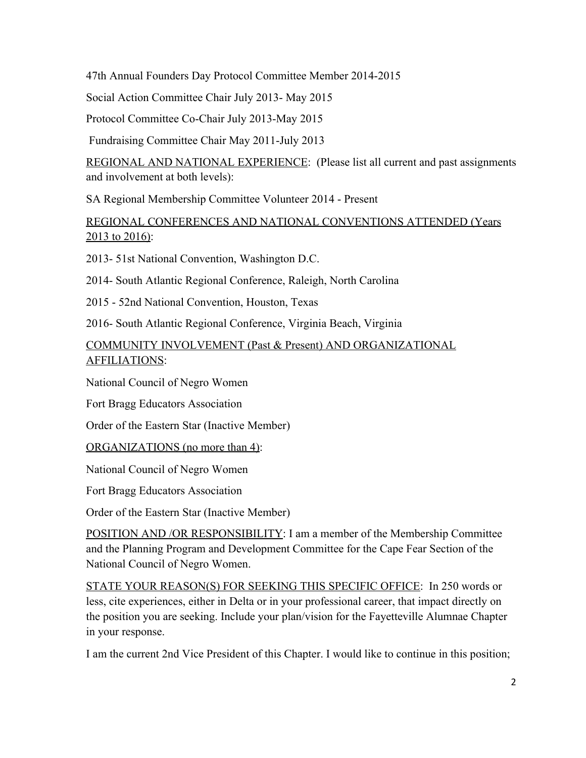47th Annual Founders Day Protocol Committee Member 2014-2015

Social Action Committee Chair July 2013- May 2015

Protocol Committee Co-Chair July 2013-May 2015

Fundraising Committee Chair May 2011-July 2013

<u>REGIONAL AND NATIONAL EXPERIENCE</u>: (Please list all current and past assignments and involvement at both levels):

SA Regional Membership Committee Volunteer 2014 - Present

<u>REGIONAL CONFERENCES AND NATIONAL CONVENTIONS ATTENDED (Years 2013 to 2016)</u>:

2013- 51st National Convention, Washington D.C.

2014- South Atlantic Regional Conference, Raleigh, North Carolina

2015 - 52nd National Convention, Houston, Texas

2016- South Atlantic Regional Conference, Virginia Beach, Virginia

<u>COMMUNITY INVOLVEMENT (Past & Present) AND ORGANIZATIONAL AFFILIATIONS</u>:

National Council of Negro Women

Fort Bragg Educators Association

Order of the Eastern Star (Inactive Member)

<u>ORGANIZATIONS (no more than 4)</u>:

National Council of Negro Women

Fort Bragg Educators Association

Order of the Eastern Star (Inactive Member)

<u>POSITION AND /OR RESPONSIBILITY</u>: I am a member of the Membership Committee and the Planning Program and Development Committee for the Cape Fear Section of the National Council of Negro Women.

<u>STATE YOUR REASON(S) FOR SEEKING THIS SPECIFIC OFFICE</u>: In 250 words or less, cite experiences, either in Delta or in your professional career, that impact directly on the position you are seeking. Include your plan/vision for the Fayetteville Alumnae Chapter in your response.

I am the current 2nd Vice President of this Chapter. I would like to continue in this position;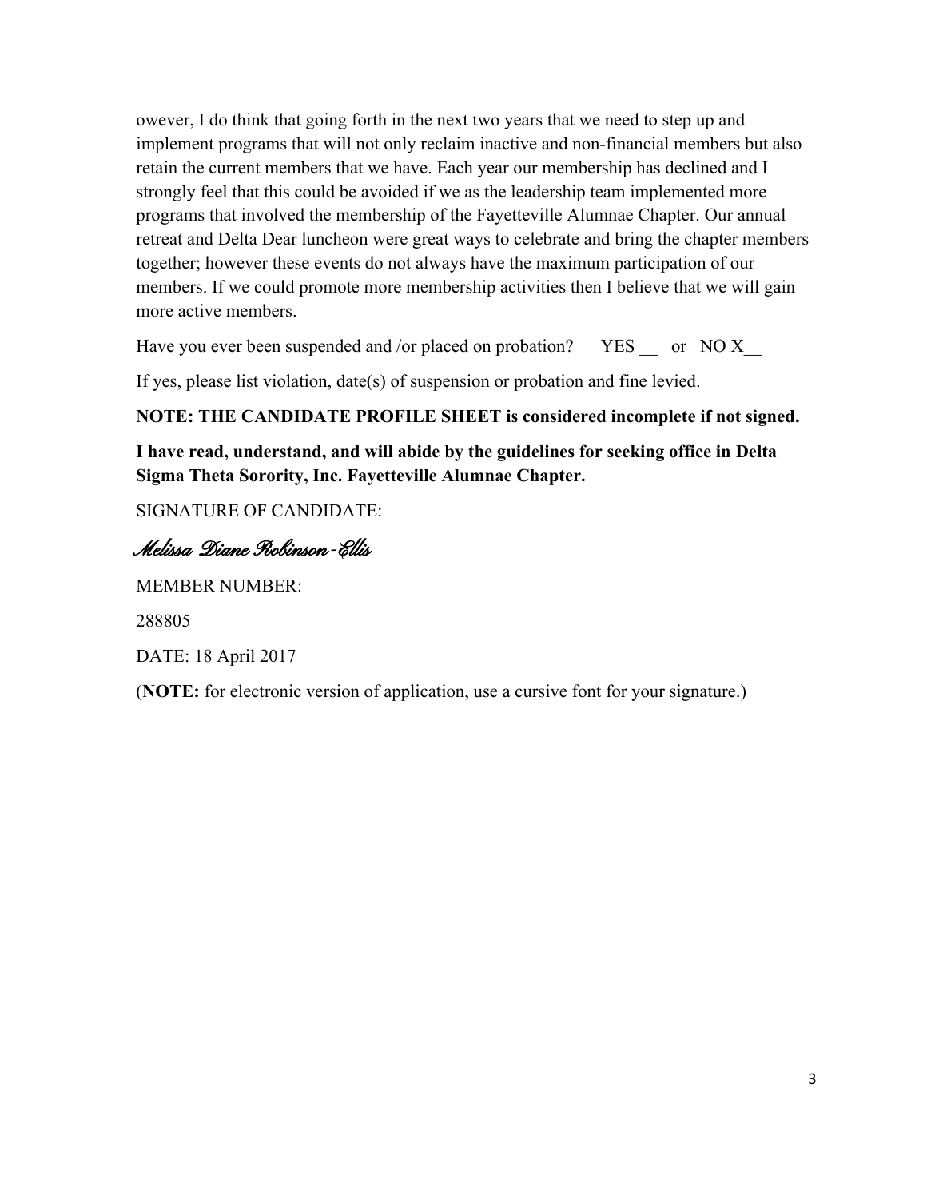owever, I do think that going forth in the next two years that we need to step up and implement programs that will not only reclaim inactive and non-financial members but also retain the current members that we have. Each year our membership has declined and I strongly feel that this could be avoided if we as the leadership team implemented more programs that involved the membership of the Fayetteville Alumnae Chapter. Our annual retreat and Delta Dear luncheon were great ways to celebrate and bring the chapter members together; however these events do not always have the maximum participation of our members. If we could promote more membership activities then I believe that we will gain more active members.

Have you ever been suspended and /or placed on probation? YES __ or NO X__

If yes, please list violation, date(s) of suspension or probation and fine levied.

**NOTE: THE CANDIDATE PROFILE SHEET is considered incomplete if not signed.**

**I have read, understand, and will abide by the guidelines for seeking office in Delta Sigma Theta Sorority, Inc. Fayetteville Alumnae Chapter.**

SIGNATURE OF CANDIDATE:

*Melissa Diane Robinson-Ellis*

MEMBER NUMBER:

288805

DATE: 18 April 2017

(**NOTE:** for electronic version of application, use a cursive font for your signature.)